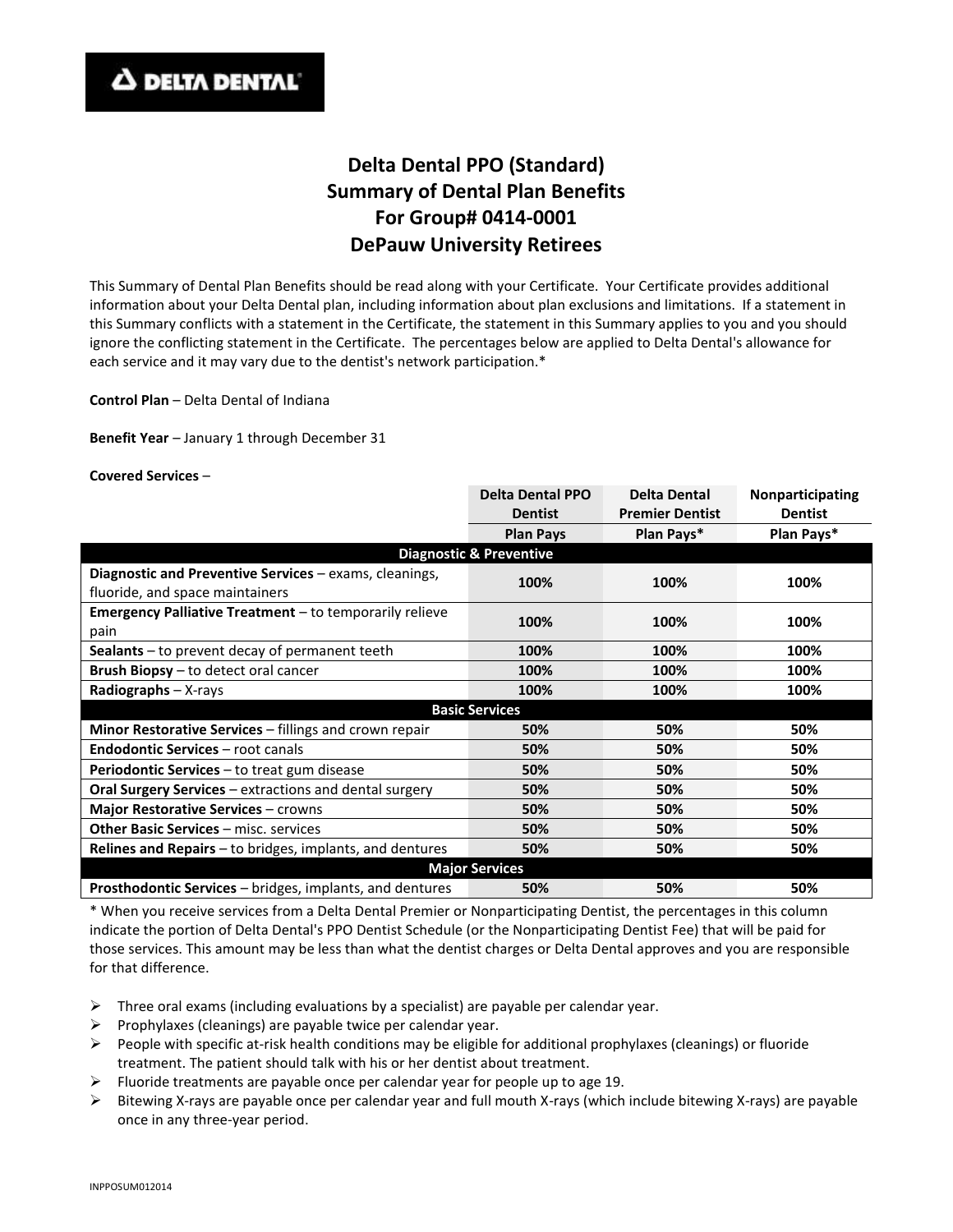DELTA DENTAL

# Delta Dental PPO (Standard)
# Summary of Dental Plan Benefits
# For Group# 0414-0001
# DePauw University Retirees

This Summary of Dental Plan Benefits should be read along with your Certificate. Your Certificate provides additional information about your Delta Dental plan, including information about plan exclusions and limitations. If a statement in this Summary conflicts with a statement in the Certificate, the statement in this Summary applies to you and you should ignore the conflicting statement in the Certificate. The percentages below are applied to Delta Dental's allowance for each service and it may vary due to the dentist's network participation.*

**Control Plan** – Delta Dental of Indiana

**Benefit Year** – January 1 through December 31

**Covered Services** –

| | Delta Dental PPO Dentist | Delta Dental Premier Dentist | Nonparticipating Dentist |
|---|---|---|---|
| | **Plan Pays** | **Plan Pays*** | **Plan Pays*** |
| **Diagnostic & Preventive** | | | |
| **Diagnostic and Preventive Services** – exams, cleanings, fluoride, and space maintainers | 100% | 100% | 100% |
| **Emergency Palliative Treatment** – to temporarily relieve pain | 100% | 100% | 100% |
| **Sealants** – to prevent decay of permanent teeth | 100% | 100% | 100% |
| **Brush Biopsy** – to detect oral cancer | 100% | 100% | 100% |
| **Radiographs** – X-rays | 100% | 100% | 100% |
| **Basic Services** | | | |
| **Minor Restorative Services** – fillings and crown repair | 50% | 50% | 50% |
| **Endodontic Services** – root canals | 50% | 50% | 50% |
| **Periodontic Services** – to treat gum disease | 50% | 50% | 50% |
| **Oral Surgery Services** – extractions and dental surgery | 50% | 50% | 50% |
| **Major Restorative Services** – crowns | 50% | 50% | 50% |
| **Other Basic Services** – misc. services | 50% | 50% | 50% |
| **Relines and Repairs** – to bridges, implants, and dentures | 50% | 50% | 50% |
| **Major Services** | | | |
| **Prosthodontic Services** – bridges, implants, and dentures | 50% | 50% | 50% |

* When you receive services from a Delta Dental Premier or Nonparticipating Dentist, the percentages in this column indicate the portion of Delta Dental's PPO Dentist Schedule (or the Nonparticipating Dentist Fee) that will be paid for those services. This amount may be less than what the dentist charges or Delta Dental approves and you are responsible for that difference.

- Three oral exams (including evaluations by a specialist) are payable per calendar year.
- Prophylaxes (cleanings) are payable twice per calendar year.
- People with specific at-risk health conditions may be eligible for additional prophylaxes (cleanings) or fluoride treatment. The patient should talk with his or her dentist about treatment.
- Fluoride treatments are payable once per calendar year for people up to age 19.
- Bitewing X-rays are payable once per calendar year and full mouth X-rays (which include bitewing X-rays) are payable once in any three-year period.

INPPOSUM012014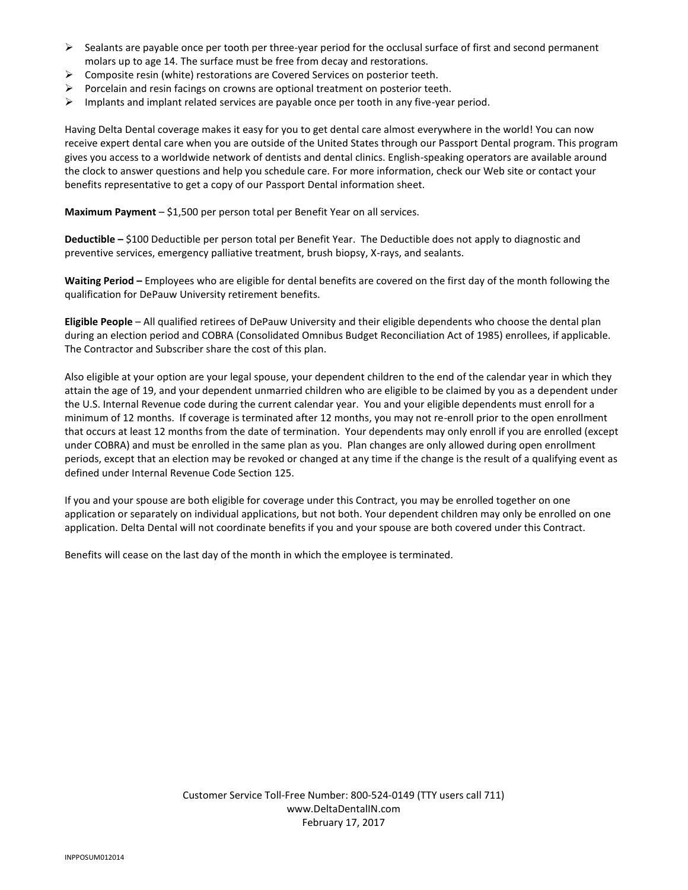- Sealants are payable once per tooth per three-year period for the occlusal surface of first and second permanent molars up to age 14. The surface must be free from decay and restorations.
- Composite resin (white) restorations are Covered Services on posterior teeth.
- Porcelain and resin facings on crowns are optional treatment on posterior teeth.
- Implants and implant related services are payable once per tooth in any five-year period.

Having Delta Dental coverage makes it easy for you to get dental care almost everywhere in the world! You can now receive expert dental care when you are outside of the United States through our Passport Dental program. This program gives you access to a worldwide network of dentists and dental clinics. English-speaking operators are available around the clock to answer questions and help you schedule care. For more information, check our Web site or contact your benefits representative to get a copy of our Passport Dental information sheet.

**Maximum Payment** – $1,500 per person total per Benefit Year on all services.

**Deductible –** $100 Deductible per person total per Benefit Year. The Deductible does not apply to diagnostic and preventive services, emergency palliative treatment, brush biopsy, X-rays, and sealants.

**Waiting Period –** Employees who are eligible for dental benefits are covered on the first day of the month following the qualification for DePauw University retirement benefits.

**Eligible People** – All qualified retirees of DePauw University and their eligible dependents who choose the dental plan during an election period and COBRA (Consolidated Omnibus Budget Reconciliation Act of 1985) enrollees, if applicable. The Contractor and Subscriber share the cost of this plan.

Also eligible at your option are your legal spouse, your dependent children to the end of the calendar year in which they attain the age of 19, and your dependent unmarried children who are eligible to be claimed by you as a dependent under the U.S. Internal Revenue code during the current calendar year. You and your eligible dependents must enroll for a minimum of 12 months. If coverage is terminated after 12 months, you may not re-enroll prior to the open enrollment that occurs at least 12 months from the date of termination. Your dependents may only enroll if you are enrolled (except under COBRA) and must be enrolled in the same plan as you. Plan changes are only allowed during open enrollment periods, except that an election may be revoked or changed at any time if the change is the result of a qualifying event as defined under Internal Revenue Code Section 125.

If you and your spouse are both eligible for coverage under this Contract, you may be enrolled together on one application or separately on individual applications, but not both. Your dependent children may only be enrolled on one application. Delta Dental will not coordinate benefits if you and your spouse are both covered under this Contract.

Benefits will cease on the last day of the month in which the employee is terminated.

Customer Service Toll-Free Number: 800-524-0149 (TTY users call 711)
www.DeltaDentalIN.com
February 17, 2017

INPPOSUM012014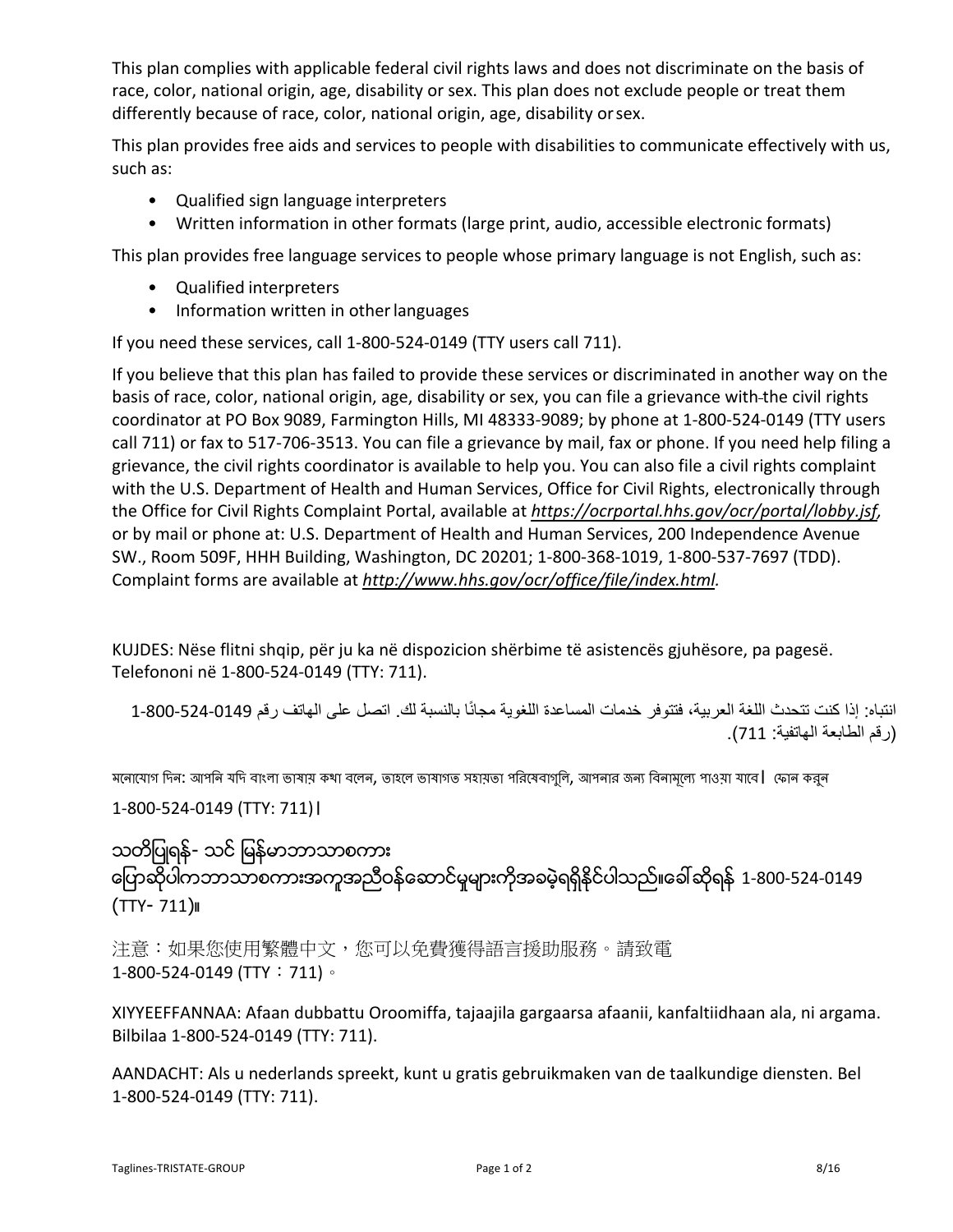This plan complies with applicable federal civil rights laws and does not discriminate on the basis of race, color, national origin, age, disability or sex. This plan does not exclude people or treat them differently because of race, color, national origin, age, disability or sex.

This plan provides free aids and services to people with disabilities to communicate effectively with us, such as:

- Qualified sign language interpreters
- Written information in other formats (large print, audio, accessible electronic formats)

This plan provides free language services to people whose primary language is not English, such as:

- Qualified interpreters
- Information written in other languages

If you need these services, call 1-800-524-0149 (TTY users call 711).

If you believe that this plan has failed to provide these services or discriminated in another way on the basis of race, color, national origin, age, disability or sex, you can file a grievance with the civil rights coordinator at PO Box 9089, Farmington Hills, MI 48333-9089; by phone at 1-800-524-0149 (TTY users call 711) or fax to 517-706-3513. You can file a grievance by mail, fax or phone. If you need help filing a grievance, the civil rights coordinator is available to help you. You can also file a civil rights complaint with the U.S. Department of Health and Human Services, Office for Civil Rights, electronically through the Office for Civil Rights Complaint Portal, available at *https://ocrportal.hhs.gov/ocr/portal/lobby.jsf*, or by mail or phone at: U.S. Department of Health and Human Services, 200 Independence Avenue SW., Room 509F, HHH Building, Washington, DC 20201; 1-800-368-1019, 1-800-537-7697 (TDD). Complaint forms are available at *http://www.hhs.gov/ocr/office/file/index.html.*

KUJDES: Nëse flitni shqip, për ju ka në dispozicion shërbime të asistencës gjuhësore, pa pagesë. Telefononi në 1-800-524-0149 (TTY: 711).

انتباه: إذا كنت تتحدث اللغة العربية، فتتوفر خدمات المساعدة اللغوية مجانًا بالنسبة لك. اتصل على الهاتف رقم 1-800-524-0149 (رقم الطابعة الهاتفية: 711).

মনোযোগ দিন: আপনি যদি বাংলা ভাষায় কথা বলেন, তাহলে ভাষাগত সহায়তা পরিষেবাগুলি, আপনার জন্য বিনামূল্যে পাওয়া যাবে। ফোন করুন 1-800-524-0149 (TTY: 711)।

သတိပြုရန်- သင် မြန်မာဘာသာစကား ပြောဆိုပါကဘာသာစကားအကူအညီဝန်ဆောင်မှုများကိုအခမဲ့ရရှိနိုင်ပါသည်။ခေါ်ဆိုရန် 1-800-524-0149 (TTY- 711)။

注意：如果您使用繁體中文，您可以免費獲得語言援助服務。請致電 1-800-524-0149 (TTY：711)。

XIYYEEFFANNAA: Afaan dubbattu Oroomiffa, tajaajila gargaarsa afaanii, kanfaltiidhaan ala, ni argama. Bilbilaa 1-800-524-0149 (TTY: 711).

AANDACHT: Als u nederlands spreekt, kunt u gratis gebruikmaken van de taalkundige diensten. Bel 1-800-524-0149 (TTY: 711).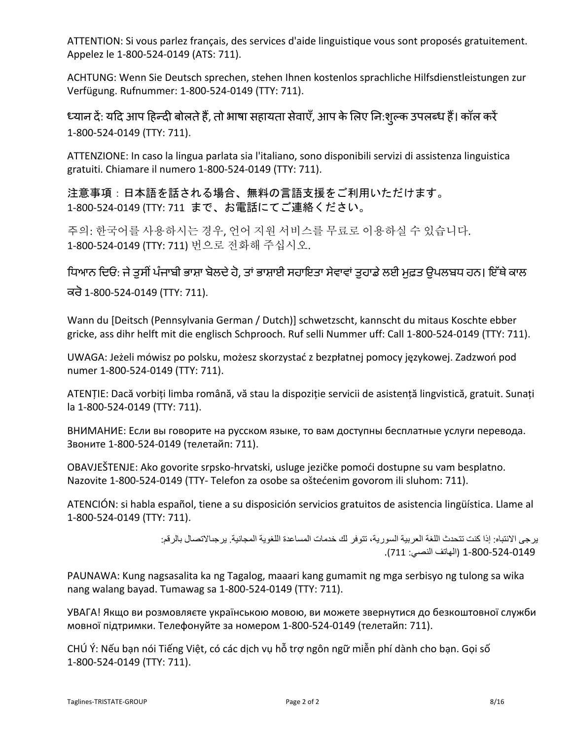ATTENTION: Si vous parlez français, des services d'aide linguistique vous sont proposés gratuitement. Appelez le 1-800-524-0149 (ATS: 711).

ACHTUNG: Wenn Sie Deutsch sprechen, stehen Ihnen kostenlos sprachliche Hilfsdienstleistungen zur Verfügung. Rufnummer: 1-800-524-0149 (TTY: 711).

ध्यान दें: यदि आप हिन्दी बोलते हैं, तो भाषा सहायता सेवाएँ, आप के लिए निःशुल्क उपलब्ध हैं। कॉल करें 1-800-524-0149 (TTY: 711).

ATTENZIONE: In caso la lingua parlata sia l'italiano, sono disponibili servizi di assistenza linguistica gratuiti. Chiamare il numero 1-800-524-0149 (TTY: 711).

注意事項：日本語を話される場合、無料の言語支援をご利用いただけます。1-800-524-0149 (TTY: 711 まで、お電話にてご連絡ください。

주의: 한국어를 사용하시는 경우, 언어 지원 서비스를 무료로 이용하실 수 있습니다. 1-800-524-0149 (TTY: 711) 번으로 전화해 주십시오.

ਧਿਆਨ ਦਿਓ: ਜੇ ਤੁਸੀਂ ਪੰਜਾਬੀ ਭਾਸ਼ਾ ਬੋਲਦੇ ਹੋ, ਤਾਂ ਭਾਸ਼ਾਈ ਸਹਾਇਤਾ ਸੇਵਾਵਾਂ ਤੁਹਾਡੇ ਲਈ ਮੁਫ਼ਤ ਉਪਲਬਧ ਹਨ। ਇੱਥੇ ਕਾਲ ਕਰੋ 1-800-524-0149 (TTY: 711).

Wann du [Deitsch (Pennsylvania German / Dutch)] schwetzscht, kannscht du mitaus Koschte ebber gricke, ass dihr helft mit die englisch Schprooch. Ruf selli Nummer uff: Call 1-800-524-0149 (TTY: 711).

UWAGA: Jeżeli mówisz po polsku, możesz skorzystać z bezpłatnej pomocy językowej. Zadzwoń pod numer 1-800-524-0149 (TTY: 711).

ATENȚIE: Dacă vorbiți limba română, vă stau la dispoziție servicii de asistență lingvistică, gratuit. Sunați la 1-800-524-0149 (TTY: 711).

ВНИМАНИЕ: Если вы говорите на русском языке, то вам доступны бесплатные услуги перевода. Звоните 1-800-524-0149 (телетайп: 711).

OBAVJEŠTENJE: Ako govorite srpsko-hrvatski, usluge jezičke pomoći dostupne su vam besplatno. Nazovite 1-800-524-0149 (TTY- Telefon za osobe sa oštećenim govorom ili sluhom: 711).

ATENCIÓN: si habla español, tiene a su disposición servicios gratuitos de asistencia lingüística. Llame al 1-800-524-0149 (TTY: 711).

يرجى الانتباه: إذا كنت تتحدث اللغة العربية السورية، تتوفر لك خدمات المساعدة اللغوية المجانية. يرجىالاتصال بالرقم: 1-800-524-0149 (الهاتف النصي: 711).

PAUNAWA: Kung nagsasalita ka ng Tagalog, maaari kang gumamit ng mga serbisyo ng tulong sa wika nang walang bayad. Tumawag sa 1-800-524-0149 (TTY: 711).

УВАГА! Якщо ви розмовляєте українською мовою, ви можете звернутися до безкоштовної служби мовної підтримки. Телефонуйте за номером 1-800-524-0149 (телетайп: 711).

CHÚ Ý: Nếu bạn nói Tiếng Việt, có các dịch vụ hỗ trợ ngôn ngữ miễn phí dành cho bạn. Gọi số 1-800-524-0149 (TTY: 711).